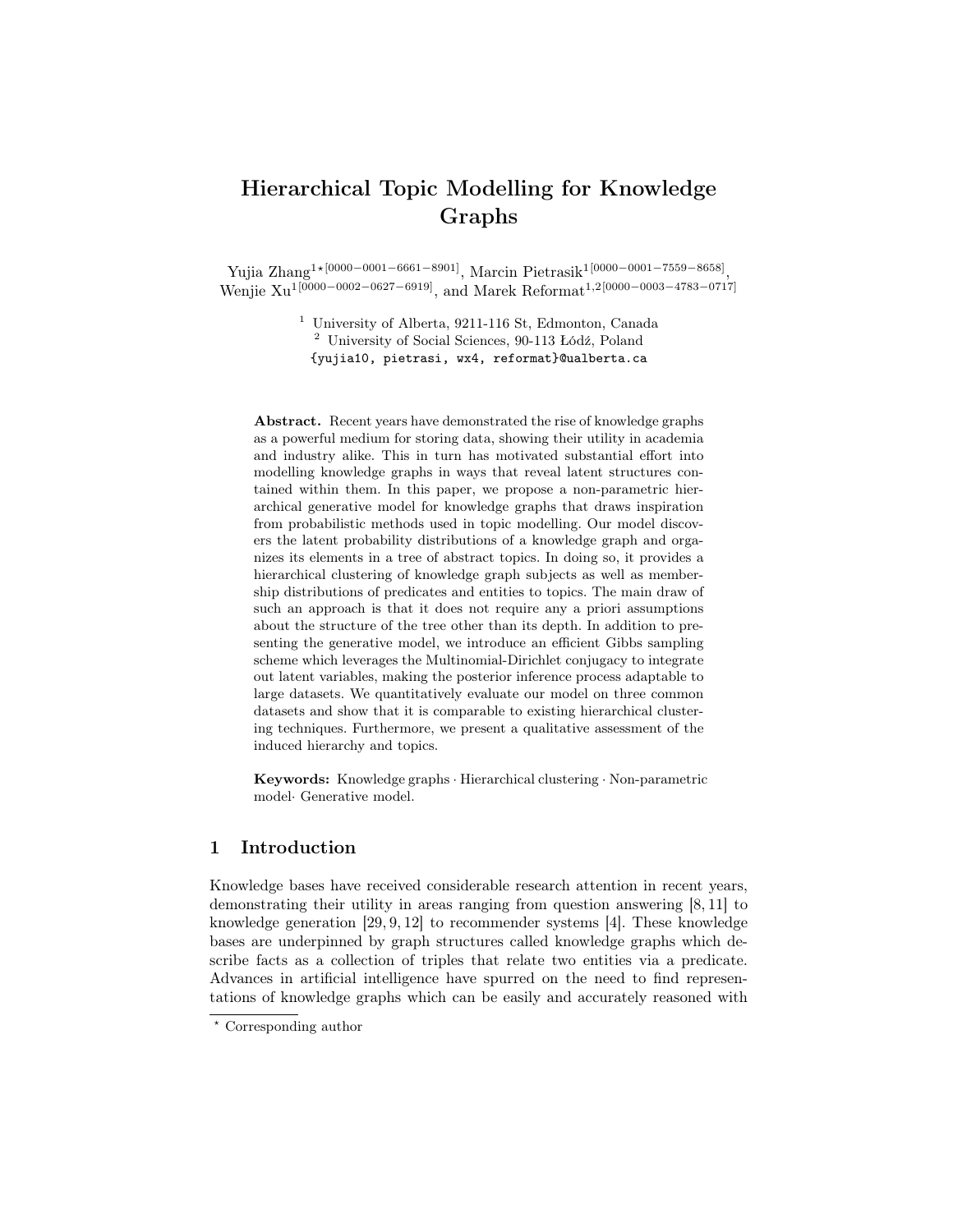# Hierarchical Topic Modelling for Knowledge Graphs

Yujia Zhang[1⋆][0000−0001−6661−8901], Marcin Pietrasik[1][0000−0001−7559−8658], Wenjie Xu[1][0000−0002−0627−6919], and Marek Reformat[1,2][0000−0003−4783−0717]

[1] University of Alberta, 9211-116 St, Edmonton, Canada
[2] University of Social Sciences, 90-113 Łódź, Poland
{yujia10, pietrasi, wx4, reformat}@ualberta.ca

**Abstract.** Recent years have demonstrated the rise of knowledge graphs as a powerful medium for storing data, showing their utility in academia and industry alike. This in turn has motivated substantial effort into modelling knowledge graphs in ways that reveal latent structures contained within them. In this paper, we propose a non-parametric hierarchical generative model for knowledge graphs that draws inspiration from probabilistic methods used in topic modelling. Our model discovers the latent probability distributions of a knowledge graph and organizes its elements in a tree of abstract topics. In doing so, it provides a hierarchical clustering of knowledge graph subjects as well as membership distributions of predicates and entities to topics. The main draw of such an approach is that it does not require any a priori assumptions about the structure of the tree other than its depth. In addition to presenting the generative model, we introduce an efficient Gibbs sampling scheme which leverages the Multinomial-Dirichlet conjugacy to integrate out latent variables, making the posterior inference process adaptable to large datasets. We quantitatively evaluate our model on three common datasets and show that it is comparable to existing hierarchical clustering techniques. Furthermore, we present a qualitative assessment of the induced hierarchy and topics.

**Keywords:** Knowledge graphs · Hierarchical clustering · Non-parametric model· Generative model.

## 1 Introduction

Knowledge bases have received considerable research attention in recent years, demonstrating their utility in areas ranging from question answering [8, 11] to knowledge generation [29, 9, 12] to recommender systems [4]. These knowledge bases are underpinned by graph structures called knowledge graphs which describe facts as a collection of triples that relate two entities via a predicate. Advances in artificial intelligence have spurred on the need to find representations of knowledge graphs which can be easily and accurately reasoned with

⋆ Corresponding author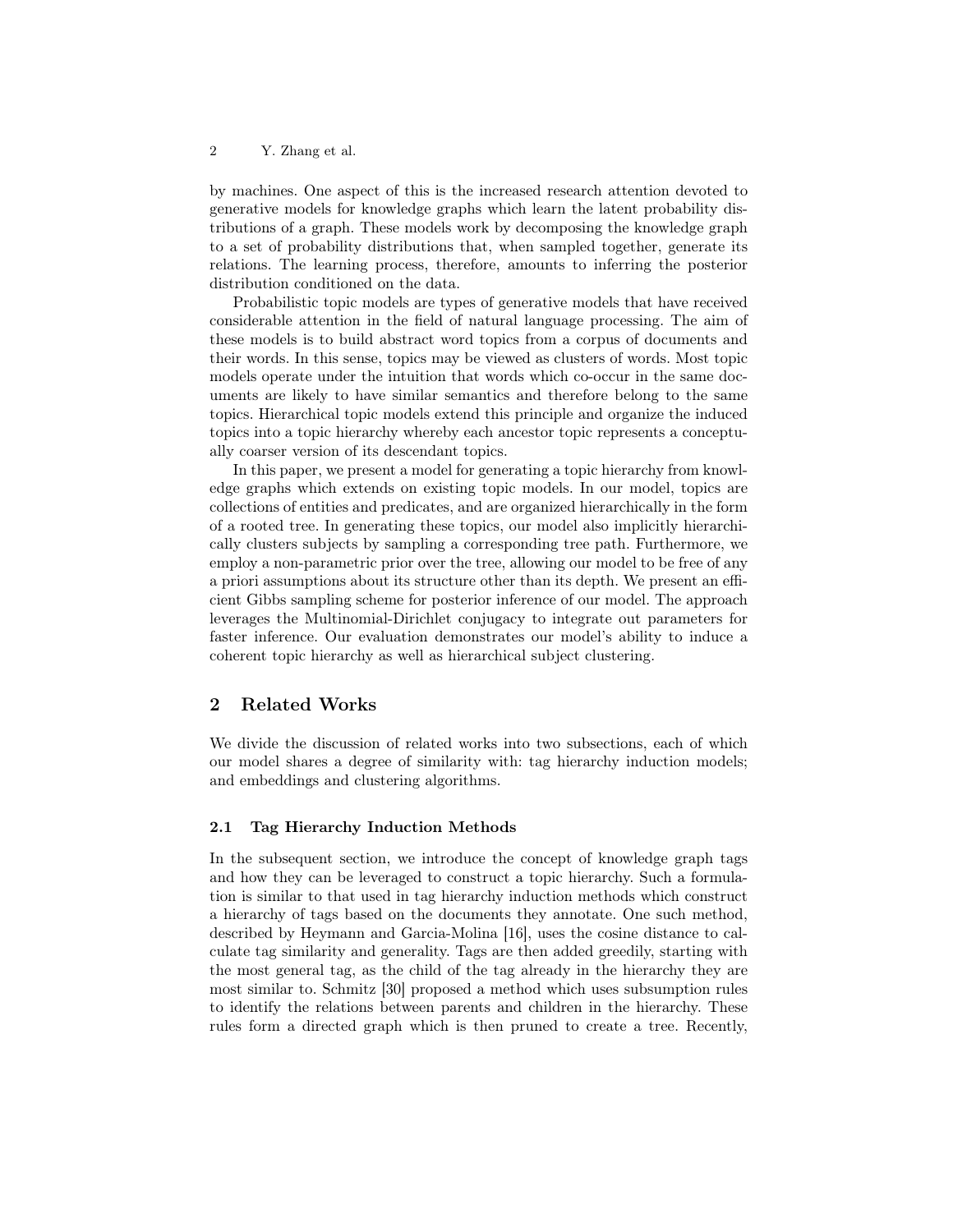by machines. One aspect of this is the increased research attention devoted to generative models for knowledge graphs which learn the latent probability distributions of a graph. These models work by decomposing the knowledge graph to a set of probability distributions that, when sampled together, generate its relations. The learning process, therefore, amounts to inferring the posterior distribution conditioned on the data.

Probabilistic topic models are types of generative models that have received considerable attention in the field of natural language processing. The aim of these models is to build abstract word topics from a corpus of documents and their words. In this sense, topics may be viewed as clusters of words. Most topic models operate under the intuition that words which co-occur in the same documents are likely to have similar semantics and therefore belong to the same topics. Hierarchical topic models extend this principle and organize the induced topics into a topic hierarchy whereby each ancestor topic represents a conceptually coarser version of its descendant topics.

In this paper, we present a model for generating a topic hierarchy from knowledge graphs which extends on existing topic models. In our model, topics are collections of entities and predicates, and are organized hierarchically in the form of a rooted tree. In generating these topics, our model also implicitly hierarchically clusters subjects by sampling a corresponding tree path. Furthermore, we employ a non-parametric prior over the tree, allowing our model to be free of any a priori assumptions about its structure other than its depth. We present an efficient Gibbs sampling scheme for posterior inference of our model. The approach leverages the Multinomial-Dirichlet conjugacy to integrate out parameters for faster inference. Our evaluation demonstrates our model's ability to induce a coherent topic hierarchy as well as hierarchical subject clustering.

## 2 Related Works

We divide the discussion of related works into two subsections, each of which our model shares a degree of similarity with: tag hierarchy induction models; and embeddings and clustering algorithms.

### 2.1 Tag Hierarchy Induction Methods

In the subsequent section, we introduce the concept of knowledge graph tags and how they can be leveraged to construct a topic hierarchy. Such a formulation is similar to that used in tag hierarchy induction methods which construct a hierarchy of tags based on the documents they annotate. One such method, described by Heymann and Garcia-Molina [16], uses the cosine distance to calculate tag similarity and generality. Tags are then added greedily, starting with the most general tag, as the child of the tag already in the hierarchy they are most similar to. Schmitz [30] proposed a method which uses subsumption rules to identify the relations between parents and children in the hierarchy. These rules form a directed graph which is then pruned to create a tree. Recently,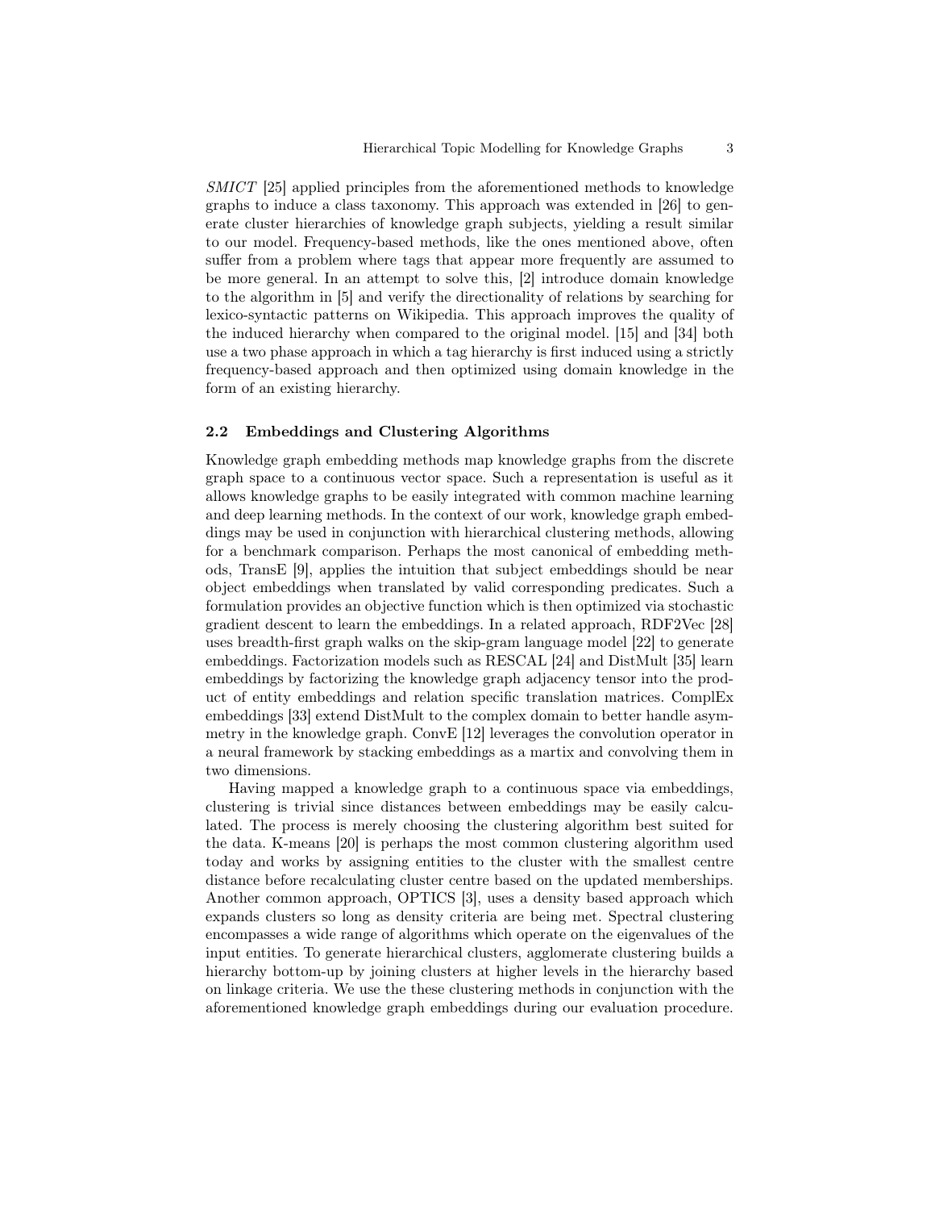*SMICT* [25] applied principles from the aforementioned methods to knowledge graphs to induce a class taxonomy. This approach was extended in [26] to generate cluster hierarchies of knowledge graph subjects, yielding a result similar to our model. Frequency-based methods, like the ones mentioned above, often suffer from a problem where tags that appear more frequently are assumed to be more general. In an attempt to solve this, [2] introduce domain knowledge to the algorithm in [5] and verify the directionality of relations by searching for lexico-syntactic patterns on Wikipedia. This approach improves the quality of the induced hierarchy when compared to the original model. [15] and [34] both use a two phase approach in which a tag hierarchy is first induced using a strictly frequency-based approach and then optimized using domain knowledge in the form of an existing hierarchy.

### 2.2 Embeddings and Clustering Algorithms

Knowledge graph embedding methods map knowledge graphs from the discrete graph space to a continuous vector space. Such a representation is useful as it allows knowledge graphs to be easily integrated with common machine learning and deep learning methods. In the context of our work, knowledge graph embeddings may be used in conjunction with hierarchical clustering methods, allowing for a benchmark comparison. Perhaps the most canonical of embedding methods, TransE [9], applies the intuition that subject embeddings should be near object embeddings when translated by valid corresponding predicates. Such a formulation provides an objective function which is then optimized via stochastic gradient descent to learn the embeddings. In a related approach, RDF2Vec [28] uses breadth-first graph walks on the skip-gram language model [22] to generate embeddings. Factorization models such as RESCAL [24] and DistMult [35] learn embeddings by factorizing the knowledge graph adjacency tensor into the product of entity embeddings and relation specific translation matrices. ComplEx embeddings [33] extend DistMult to the complex domain to better handle asymmetry in the knowledge graph. ConvE [12] leverages the convolution operator in a neural framework by stacking embeddings as a martix and convolving them in two dimensions.

Having mapped a knowledge graph to a continuous space via embeddings, clustering is trivial since distances between embeddings may be easily calculated. The process is merely choosing the clustering algorithm best suited for the data. K-means [20] is perhaps the most common clustering algorithm used today and works by assigning entities to the cluster with the smallest centre distance before recalculating cluster centre based on the updated memberships. Another common approach, OPTICS [3], uses a density based approach which expands clusters so long as density criteria are being met. Spectral clustering encompasses a wide range of algorithms which operate on the eigenvalues of the input entities. To generate hierarchical clusters, agglomerate clustering builds a hierarchy bottom-up by joining clusters at higher levels in the hierarchy based on linkage criteria. We use the these clustering methods in conjunction with the aforementioned knowledge graph embeddings during our evaluation procedure.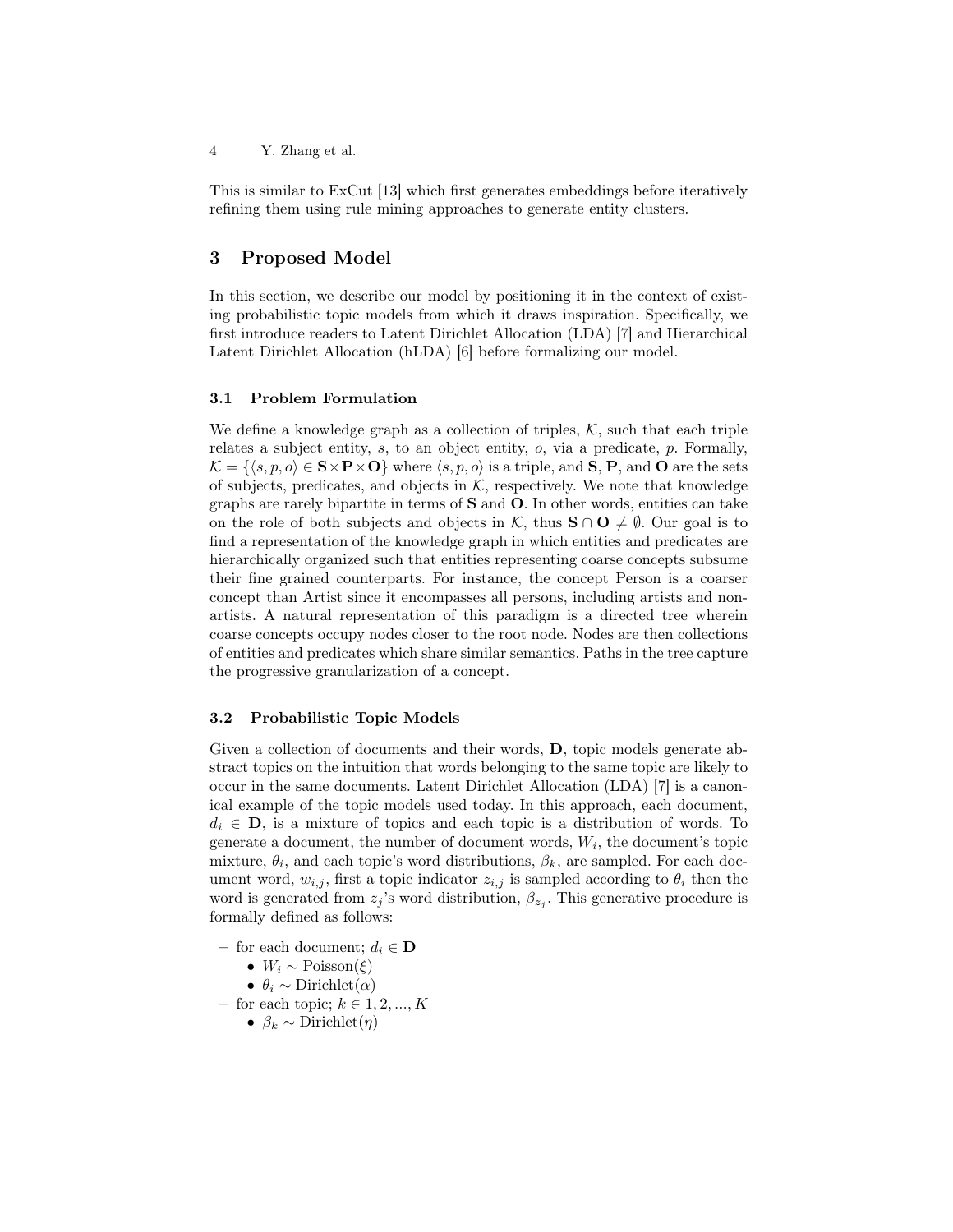This is similar to ExCut [13] which first generates embeddings before iteratively refining them using rule mining approaches to generate entity clusters.

## 3 Proposed Model

In this section, we describe our model by positioning it in the context of existing probabilistic topic models from which it draws inspiration. Specifically, we first introduce readers to Latent Dirichlet Allocation (LDA) [7] and Hierarchical Latent Dirichlet Allocation (hLDA) [6] before formalizing our model.

### 3.1 Problem Formulation

We define a knowledge graph as a collection of triples, $\mathcal{K}$, such that each triple relates a subject entity, $s$, to an object entity, $o$, via a predicate, $p$. Formally, $\mathcal{K} = \{\langle s, p, o \rangle \in \mathbf{S} \times \mathbf{P} \times \mathbf{O}\}$ where $\langle s, p, o \rangle$ is a triple, and $\mathbf{S}$, $\mathbf{P}$, and $\mathbf{O}$ are the sets of subjects, predicates, and objects in $\mathcal{K}$, respectively. We note that knowledge graphs are rarely bipartite in terms of $\mathbf{S}$ and $\mathbf{O}$. In other words, entities can take on the role of both subjects and objects in $\mathcal{K}$, thus $\mathbf{S} \cap \mathbf{O} \neq \emptyset$. Our goal is to find a representation of the knowledge graph in which entities and predicates are hierarchically organized such that entities representing coarse concepts subsume their fine grained counterparts. For instance, the concept Person is a coarser concept than Artist since it encompasses all persons, including artists and non-artists. A natural representation of this paradigm is a directed tree wherein coarse concepts occupy nodes closer to the root node. Nodes are then collections of entities and predicates which share similar semantics. Paths in the tree capture the progressive granularization of a concept.

### 3.2 Probabilistic Topic Models

Given a collection of documents and their words, $\mathbf{D}$, topic models generate abstract topics on the intuition that words belonging to the same topic are likely to occur in the same documents. Latent Dirichlet Allocation (LDA) [7] is a canonical example of the topic models used today. In this approach, each document, $d_i \in \mathbf{D}$, is a mixture of topics and each topic is a distribution of words. To generate a document, the number of document words, $W_i$, the document's topic mixture, $\theta_i$, and each topic's word distributions, $\beta_k$, are sampled. For each document word, $w_{i,j}$, first a topic indicator $z_{i,j}$ is sampled according to $\theta_i$ then the word is generated from $z_j$'s word distribution, $\beta_{z_j}$. This generative procedure is formally defined as follows:

- for each document; $d_i \in \mathbf{D}$
  - $W_i \sim \text{Poisson}(\xi)$
  - $\theta_i \sim \text{Dirichlet}(\alpha)$
- for each topic; $k \in 1, 2, ..., K$
  - $\beta_k \sim \text{Dirichlet}(\eta)$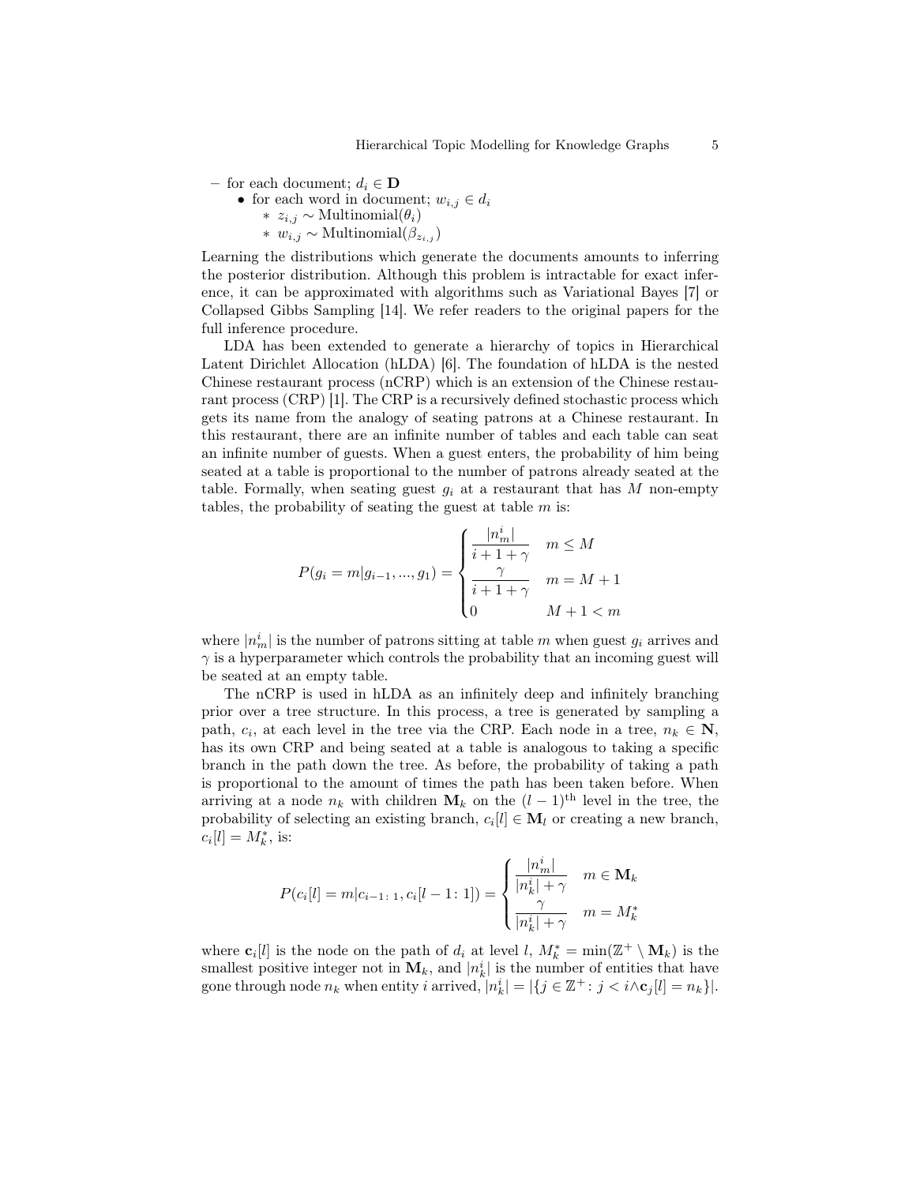- for each document; $d_i \in \mathbf{D}$
  - for each word in document; $w_{i,j} \in d_i$
    - $z_{i,j} \sim \text{Multinomial}(\theta_i)$
    - $w_{i,j} \sim \text{Multinomial}(\beta_{z_{i,j}})$

Learning the distributions which generate the documents amounts to inferring the posterior distribution. Although this problem is intractable for exact inference, it can be approximated with algorithms such as Variational Bayes [7] or Collapsed Gibbs Sampling [14]. We refer readers to the original papers for the full inference procedure.

LDA has been extended to generate a hierarchy of topics in Hierarchical Latent Dirichlet Allocation (hLDA) [6]. The foundation of hLDA is the nested Chinese restaurant process (nCRP) which is an extension of the Chinese restaurant process (CRP) [1]. The CRP is a recursively defined stochastic process which gets its name from the analogy of seating patrons at a Chinese restaurant. In this restaurant, there are an infinite number of tables and each table can seat an infinite number of guests. When a guest enters, the probability of him being seated at a table is proportional to the number of patrons already seated at the table. Formally, when seating guest $g_i$ at a restaurant that has $M$ non-empty tables, the probability of seating the guest at table $m$ is:

$$P(g_i = m | g_{i-1}, ..., g_1) = \begin{cases} \dfrac{|n_m^i|}{i+1+\gamma} & m \leq M \\ \dfrac{\gamma}{i+1+\gamma} & m = M+1 \\ 0 & M+1 < m \end{cases}$$

where $|n_m^i|$ is the number of patrons sitting at table $m$ when guest $g_i$ arrives and $\gamma$ is a hyperparameter which controls the probability that an incoming guest will be seated at an empty table.

The nCRP is used in hLDA as an infinitely deep and infinitely branching prior over a tree structure. In this process, a tree is generated by sampling a path, $c_i$, at each level in the tree via the CRP. Each node in a tree, $n_k \in \mathbf{N}$, has its own CRP and being seated at a table is analogous to taking a specific branch in the path down the tree. As before, the probability of taking a path is proportional to the amount of times the path has been taken before. When arriving at a node $n_k$ with children $\mathbf{M}_k$ on the $(l-1)^{\text{th}}$ level in the tree, the probability of selecting an existing branch, $c_i[l] \in \mathbf{M}_l$ or creating a new branch, $c_i[l] = M_k^*$, is:

$$P(c_i[l] = m | c_{i-1:\,1}, c_i[l-1:\,1]) = \begin{cases} \dfrac{|n_m^i|}{|n_k^i| + \gamma} & m \in \mathbf{M}_k \\ \dfrac{\gamma}{|n_k^i| + \gamma} & m = M_k^* \end{cases}$$

where $\mathbf{c}_i[l]$ is the node on the path of $d_i$ at level $l$, $M_k^* = \min(\mathbb{Z}^+ \setminus \mathbf{M}_k)$ is the smallest positive integer not in $\mathbf{M}_k$, and $|n_k^i|$ is the number of entities that have gone through node $n_k$ when entity $i$ arrived, $|n_k^i| = |\{j \in \mathbb{Z}^+ \colon j < i \wedge \mathbf{c}_j[l] = n_k\}|$.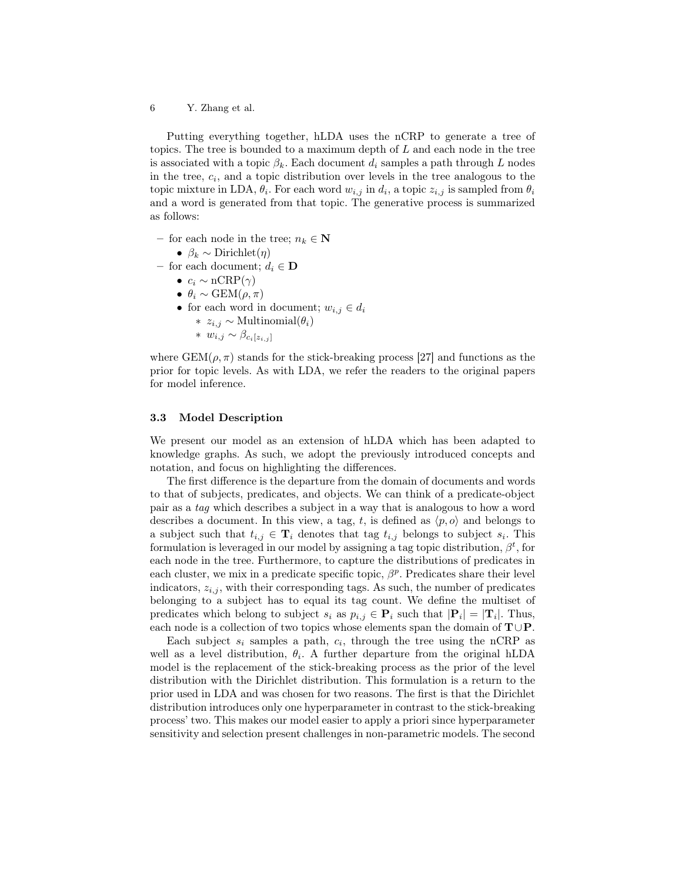Putting everything together, hLDA uses the nCRP to generate a tree of topics. The tree is bounded to a maximum depth of $L$ and each node in the tree is associated with a topic $\beta_k$. Each document $d_i$ samples a path through $L$ nodes in the tree, $c_i$, and a topic distribution over levels in the tree analogous to the topic mixture in LDA, $\theta_i$. For each word $w_{i,j}$ in $d_i$, a topic $z_{i,j}$ is sampled from $\theta_i$ and a word is generated from that topic. The generative process is summarized as follows:

- for each node in the tree; $n_k \in \mathbf{N}$
  - $\beta_k \sim \text{Dirichlet}(\eta)$
- for each document; $d_i \in \mathbf{D}$
  - $c_i \sim \text{nCRP}(\gamma)$
  - $\theta_i \sim \text{GEM}(\rho, \pi)$
  - for each word in document; $w_{i,j} \in d_i$
    - $z_{i,j} \sim \text{Multinomial}(\theta_i)$
    - $w_{i,j} \sim \beta_{c_i[z_{i,j}]}$

where $\text{GEM}(\rho, \pi)$ stands for the stick-breaking process [27] and functions as the prior for topic levels. As with LDA, we refer the readers to the original papers for model inference.

### 3.3 Model Description

We present our model as an extension of hLDA which has been adapted to knowledge graphs. As such, we adopt the previously introduced concepts and notation, and focus on highlighting the differences.

The first difference is the departure from the domain of documents and words to that of subjects, predicates, and objects. We can think of a predicate-object pair as a *tag* which describes a subject in a way that is analogous to how a word describes a document. In this view, a tag, $t$, is defined as $\langle p, o \rangle$ and belongs to a subject such that $t_{i,j} \in \mathbf{T}_i$ denotes that tag $t_{i,j}$ belongs to subject $s_i$. This formulation is leveraged in our model by assigning a tag topic distribution, $\beta^t$, for each node in the tree. Furthermore, to capture the distributions of predicates in each cluster, we mix in a predicate specific topic, $\beta^p$. Predicates share their level indicators, $z_{i,j}$, with their corresponding tags. As such, the number of predicates belonging to a subject has to equal its tag count. We define the multiset of predicates which belong to subject $s_i$ as $p_{i,j} \in \mathbf{P}_i$ such that $|\mathbf{P}_i| = |\mathbf{T}_i|$. Thus, each node is a collection of two topics whose elements span the domain of $\mathbf{T} \cup \mathbf{P}$.

Each subject $s_i$ samples a path, $c_i$, through the tree using the nCRP as well as a level distribution, $\theta_i$. A further departure from the original hLDA model is the replacement of the stick-breaking process as the prior of the level distribution with the Dirichlet distribution. This formulation is a return to the prior used in LDA and was chosen for two reasons. The first is that the Dirichlet distribution introduces only one hyperparameter in contrast to the stick-breaking process' two. This makes our model easier to apply a priori since hyperparameter sensitivity and selection present challenges in non-parametric models. The second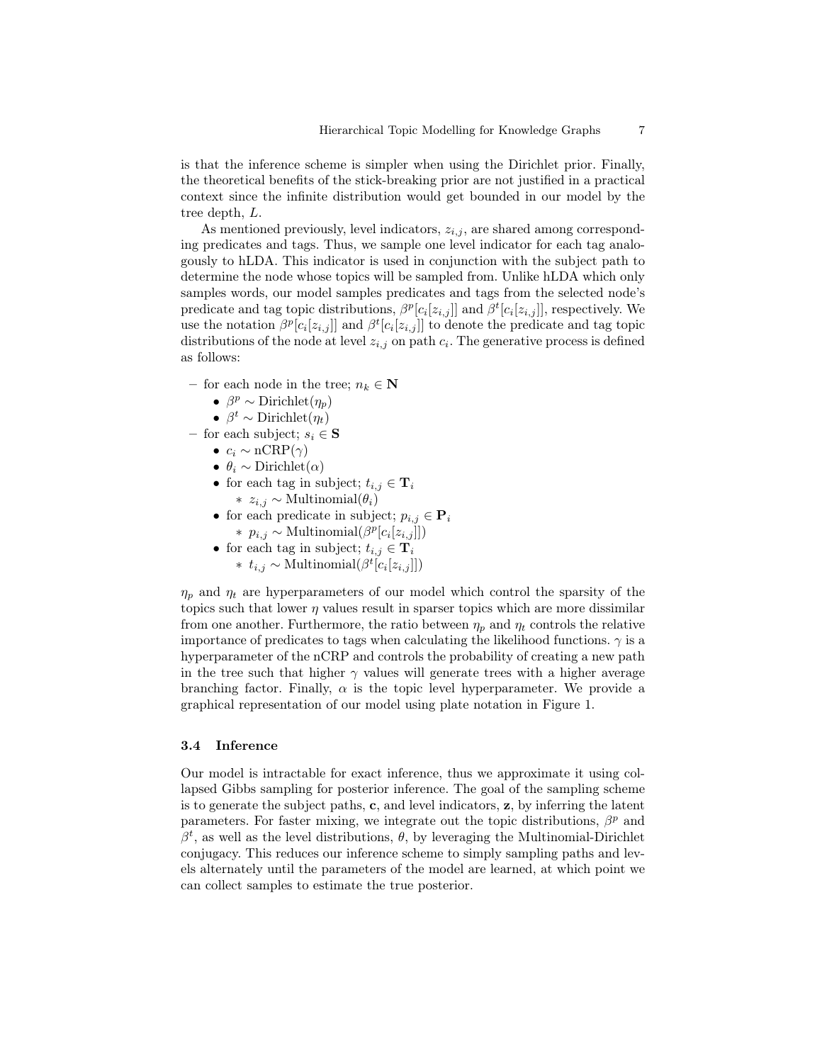is that the inference scheme is simpler when using the Dirichlet prior. Finally, the theoretical benefits of the stick-breaking prior are not justified in a practical context since the infinite distribution would get bounded in our model by the tree depth, $L$.

As mentioned previously, level indicators, $z_{i,j}$, are shared among corresponding predicates and tags. Thus, we sample one level indicator for each tag analogously to hLDA. This indicator is used in conjunction with the subject path to determine the node whose topics will be sampled from. Unlike hLDA which only samples words, our model samples predicates and tags from the selected node's predicate and tag topic distributions, $\beta^p[c_i[z_{i,j}]]$ and $\beta^t[c_i[z_{i,j}]]$, respectively. We use the notation $\beta^p[c_i[z_{i,j}]]$ and $\beta^t[c_i[z_{i,j}]]$ to denote the predicate and tag topic distributions of the node at level $z_{i,j}$ on path $c_i$. The generative process is defined as follows:

- for each node in the tree; $n_k \in \mathbf{N}$
  - $\beta^p \sim \text{Dirichlet}(\eta_p)$
  - $\beta^t \sim \text{Dirichlet}(\eta_t)$
- for each subject; $s_i \in \mathbf{S}$
  - $c_i \sim \text{nCRP}(\gamma)$
  - $\theta_i \sim \text{Dirichlet}(\alpha)$
  - for each tag in subject; $t_{i,j} \in \mathbf{T}_i$
    - $z_{i,j} \sim \text{Multinomial}(\theta_i)$
  - for each predicate in subject; $p_{i,j} \in \mathbf{P}_i$
    - $p_{i,j} \sim \text{Multinomial}(\beta^p[c_i[z_{i,j}]])$
  - for each tag in subject; $t_{i,j} \in \mathbf{T}_i$
    - $t_{i,j} \sim \text{Multinomial}(\beta^t[c_i[z_{i,j}]])$

$\eta_p$ and $\eta_t$ are hyperparameters of our model which control the sparsity of the topics such that lower $\eta$ values result in sparser topics which are more dissimilar from one another. Furthermore, the ratio between $\eta_p$ and $\eta_t$ controls the relative importance of predicates to tags when calculating the likelihood functions. $\gamma$ is a hyperparameter of the nCRP and controls the probability of creating a new path in the tree such that higher $\gamma$ values will generate trees with a higher average branching factor. Finally, $\alpha$ is the topic level hyperparameter. We provide a graphical representation of our model using plate notation in Figure 1.

### 3.4 Inference

Our model is intractable for exact inference, thus we approximate it using collapsed Gibbs sampling for posterior inference. The goal of the sampling scheme is to generate the subject paths, $\mathbf{c}$, and level indicators, $\mathbf{z}$, by inferring the latent parameters. For faster mixing, we integrate out the topic distributions, $\beta^p$ and $\beta^t$, as well as the level distributions, $\theta$, by leveraging the Multinomial-Dirichlet conjugacy. This reduces our inference scheme to simply sampling paths and levels alternately until the parameters of the model are learned, at which point we can collect samples to estimate the true posterior.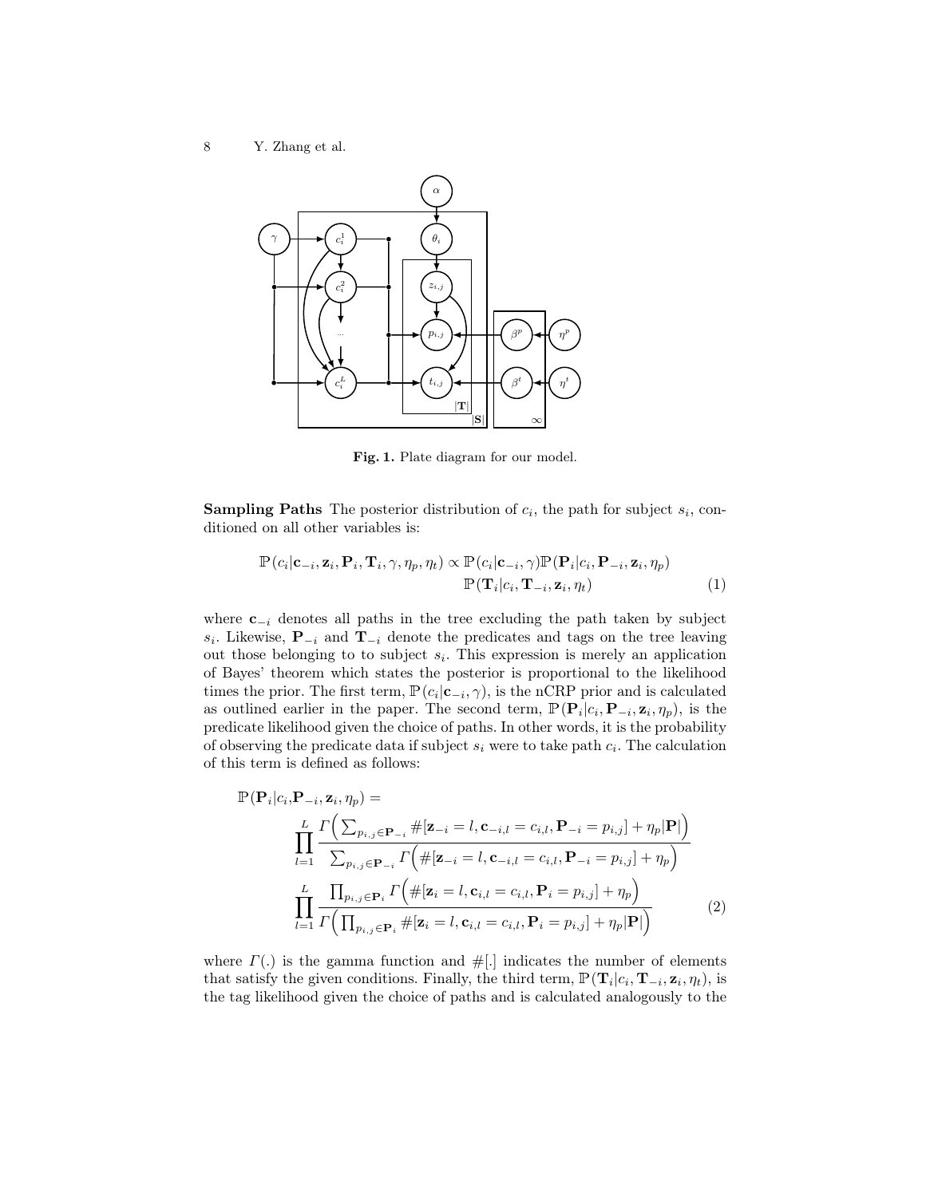Fig. 1. Plate diagram for our model.

**Sampling Paths** The posterior distribution of $c_i$, the path for subject $s_i$, conditioned on all other variables is:

$$\mathbb{P}(c_i|\mathbf{c}_{-i}, \mathbf{z}_i, \mathbf{P}_i, \mathbf{T}_i, \gamma, \eta_p, \eta_t) \propto \mathbb{P}(c_i|\mathbf{c}_{-i}, \gamma)\mathbb{P}(\mathbf{P}_i|c_i, \mathbf{P}_{-i}, \mathbf{z}_i, \eta_p) \\ \mathbb{P}(\mathbf{T}_i|c_i, \mathbf{T}_{-i}, \mathbf{z}_i, \eta_t) \tag{1}$$

where $\mathbf{c}_{-i}$ denotes all paths in the tree excluding the path taken by subject $s_i$. Likewise, $\mathbf{P}_{-i}$ and $\mathbf{T}_{-i}$ denote the predicates and tags on the tree leaving out those belonging to to subject $s_i$. This expression is merely an application of Bayes' theorem which states the posterior is proportional to the likelihood times the prior. The first term, $\mathbb{P}(c_i|\mathbf{c}_{-i}, \gamma)$, is the nCRP prior and is calculated as outlined earlier in the paper. The second term, $\mathbb{P}(\mathbf{P}_i|c_i, \mathbf{P}_{-i}, \mathbf{z}_i, \eta_p)$, is the predicate likelihood given the choice of paths. In other words, it is the probability of observing the predicate data if subject $s_i$ were to take path $c_i$. The calculation of this term is defined as follows:

$$\mathbb{P}(\mathbf{P}_i|c_i,\mathbf{P}_{-i}, \mathbf{z}_i, \eta_p) = \\ \prod_{l=1}^{L} \frac{\Gamma\Big(\sum_{p_{i,j} \in \mathbf{P}_{-i}} \#[\mathbf{z}_{-i} = l, \mathbf{c}_{-i,l} = c_{i,l}, \mathbf{P}_{-i} = p_{i,j}] + \eta_p|\mathbf{P}|\Big)}{\sum_{p_{i,j} \in \mathbf{P}_{-i}} \Gamma\Big(\#[\mathbf{z}_{-i} = l, \mathbf{c}_{-i,l} = c_{i,l}, \mathbf{P}_{-i} = p_{i,j}] + \eta_p\Big)} \\ \prod_{l=1}^{L} \frac{\prod_{p_{i,j} \in \mathbf{P}_i} \Gamma\Big(\#[\mathbf{z}_i = l, \mathbf{c}_{i,l} = c_{i,l}, \mathbf{P}_i = p_{i,j}] + \eta_p\Big)}{\Gamma\Big(\prod_{p_{i,j} \in \mathbf{P}_i} \#[\mathbf{z}_i = l, \mathbf{c}_{i,l} = c_{i,l}, \mathbf{P}_i = p_{i,j}] + \eta_p|\mathbf{P}|\Big)} \tag{2}$$

where $\Gamma(.)$ is the gamma function and $\#[.]$ indicates the number of elements that satisfy the given conditions. Finally, the third term, $\mathbb{P}(\mathbf{T}_i|c_i, \mathbf{T}_{-i}, \mathbf{z}_i, \eta_t)$, is the tag likelihood given the choice of paths and is calculated analogously to the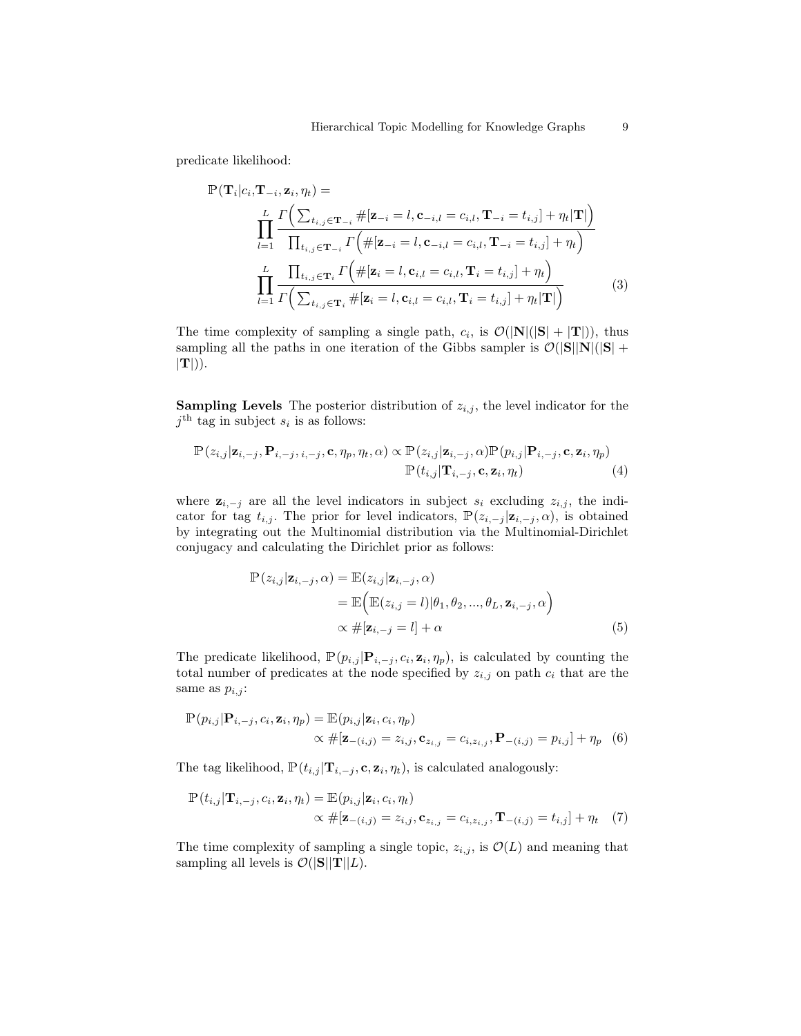predicate likelihood:

$$
\begin{aligned}
\mathbb{P}(\mathbf{T}_i|c_i, \mathbf{T}_{-i}, \mathbf{z}_i, \eta_t) = \\
&\prod_{l=1}^{L} \frac{\Gamma\Big(\sum_{t_{i,j}\in\mathbf{T}_{-i}} \#[\mathbf{z}_{-i}=l, \mathbf{c}_{-i,l}=c_{i,l}, \mathbf{T}_{-i}=t_{i,j}] + \eta_t|\mathbf{T}|\Big)}{\prod_{t_{i,j}\in\mathbf{T}_{-i}} \Gamma\Big(\#[\mathbf{z}_{-i}=l, \mathbf{c}_{-i,l}=c_{i,l}, \mathbf{T}_{-i}=t_{i,j}] + \eta_t\Big)} \\
&\prod_{l=1}^{L} \frac{\prod_{t_{i,j}\in\mathbf{T}_{i}} \Gamma\Big(\#[\mathbf{z}_{i}=l, \mathbf{c}_{i,l}=c_{i,l}, \mathbf{T}_{i}=t_{i,j}] + \eta_t\Big)}{\Gamma\Big(\sum_{t_{i,j}\in\mathbf{T}_{i}} \#[\mathbf{z}_{i}=l, \mathbf{c}_{i,l}=c_{i,l}, \mathbf{T}_{i}=t_{i,j}] + \eta_t|\mathbf{T}|\Big)}
\end{aligned} \tag{3}
$$

The time complexity of sampling a single path, $c_i$, is $\mathcal{O}(|\mathbf{N}|(|\mathbf{S}| + |\mathbf{T}|))$, thus sampling all the paths in one iteration of the Gibbs sampler is $\mathcal{O}(|\mathbf{S}||\mathbf{N}|(|\mathbf{S}| + |\mathbf{T}|))$.

**Sampling Levels** The posterior distribution of $z_{i,j}$, the level indicator for the $j^{\text{th}}$ tag in subject $s_i$ is as follows:

$$
\begin{aligned}
\mathbb{P}(z_{i,j}|\mathbf{z}_{i,-j}, \mathbf{P}_{i,-j}, {}_{i,-j}, \mathbf{c}, \eta_p, \eta_t, \alpha) \propto \mathbb{P}(z_{i,j}|\mathbf{z}_{i,-j}, \alpha)\mathbb{P}(p_{i,j}|\mathbf{P}_{i,-j}, \mathbf{c}, \mathbf{z}_i, \eta_p) \\
\mathbb{P}(t_{i,j}|\mathbf{T}_{i,-j}, \mathbf{c}, \mathbf{z}_i, \eta_t)
\end{aligned} \tag{4}
$$

where $\mathbf{z}_{i,-j}$ are all the level indicators in subject $s_i$ excluding $z_{i,j}$, the indicator for tag $t_{i,j}$. The prior for level indicators, $\mathbb{P}(z_{i,-j}|\mathbf{z}_{i,-j}, \alpha)$, is obtained by integrating out the Multinomial distribution via the Multinomial-Dirichlet conjugacy and calculating the Dirichlet prior as follows:

$$
\begin{aligned}
\mathbb{P}(z_{i,j}|\mathbf{z}_{i,-j}, \alpha) &= \mathbb{E}(z_{i,j}|\mathbf{z}_{i,-j}, \alpha) \\
&= \mathbb{E}\Big(\mathbb{E}(z_{i,j}=l)|\theta_1, \theta_2, ..., \theta_L, \mathbf{z}_{i,-j}, \alpha\Big) \\
&\propto \#[\mathbf{z}_{i,-j}=l] + \alpha
\end{aligned} \tag{5}
$$

The predicate likelihood, $\mathbb{P}(p_{i,j}|\mathbf{P}_{i,-j}, c_i, \mathbf{z}_i, \eta_p)$, is calculated by counting the total number of predicates at the node specified by $z_{i,j}$ on path $c_i$ that are the same as $p_{i,j}$:

$$
\begin{aligned}
\mathbb{P}(p_{i,j}|\mathbf{P}_{i,-j}, c_i, \mathbf{z}_i, \eta_p) &= \mathbb{E}(p_{i,j}|\mathbf{z}_i, c_i, \eta_p) \\
&\propto \#[\mathbf{z}_{-(i,j)}=z_{i,j}, \mathbf{c}_{z_{i,j}}=c_{i,z_{i,j}}, \mathbf{P}_{-(i,j)}=p_{i,j}] + \eta_p
\end{aligned} \tag{6}
$$

The tag likelihood, $\mathbb{P}(t_{i,j}|\mathbf{T}_{i,-j}, \mathbf{c}, \mathbf{z}_i, \eta_t)$, is calculated analogously:

$$
\begin{aligned}
\mathbb{P}(t_{i,j}|\mathbf{T}_{i,-j}, c_i, \mathbf{z}_i, \eta_t) &= \mathbb{E}(p_{i,j}|\mathbf{z}_i, c_i, \eta_t) \\
&\propto \#[\mathbf{z}_{-(i,j)}=z_{i,j}, \mathbf{c}_{z_{i,j}}=c_{i,z_{i,j}}, \mathbf{T}_{-(i,j)}=t_{i,j}] + \eta_t
\end{aligned} \tag{7}
$$

The time complexity of sampling a single topic, $z_{i,j}$, is $\mathcal{O}(L)$ and meaning that sampling all levels is $\mathcal{O}(|\mathbf{S}||\mathbf{T}||L)$.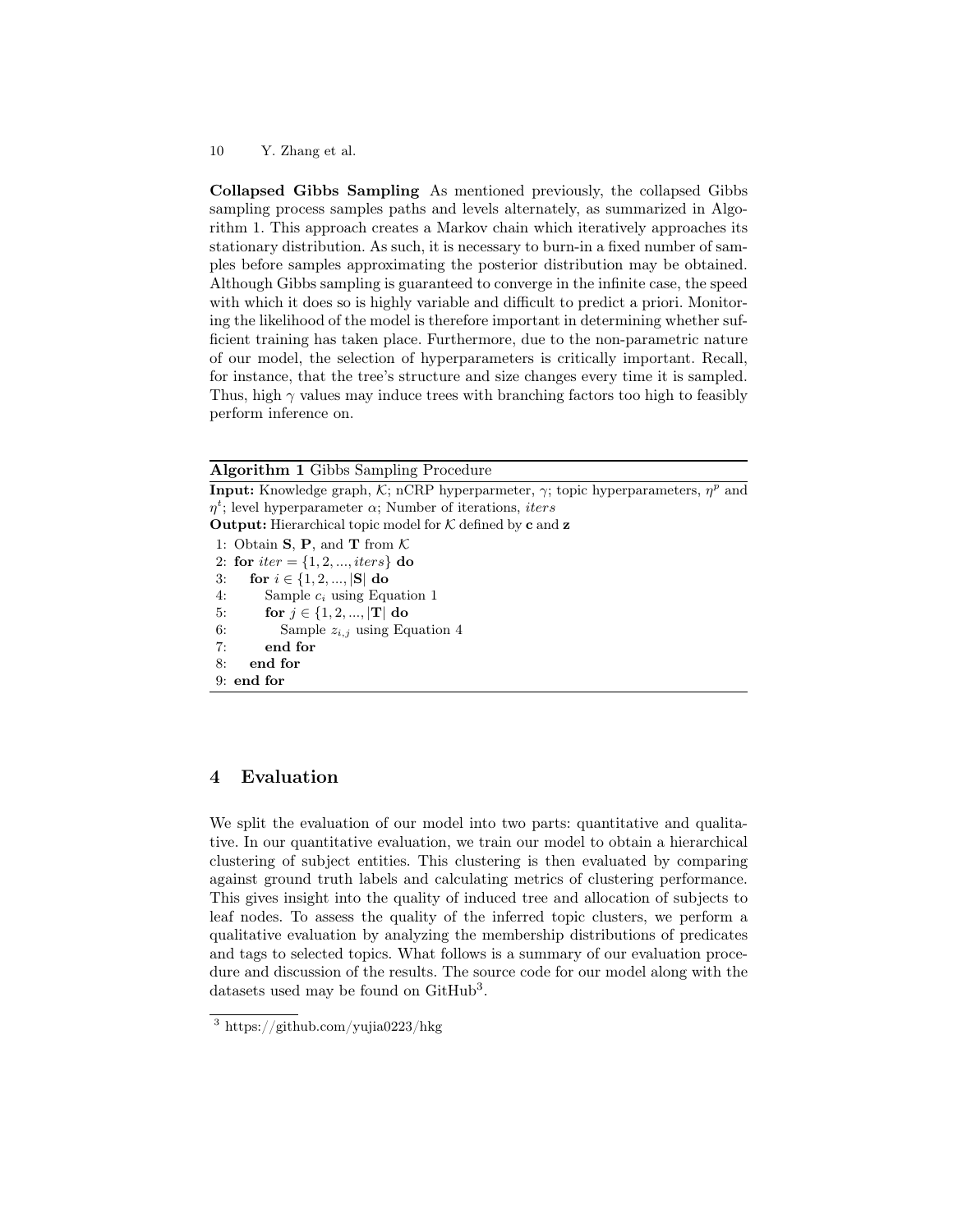**Collapsed Gibbs Sampling** As mentioned previously, the collapsed Gibbs sampling process samples paths and levels alternately, as summarized in Algorithm 1. This approach creates a Markov chain which iteratively approaches its stationary distribution. As such, it is necessary to burn-in a fixed number of samples before samples approximating the posterior distribution may be obtained. Although Gibbs sampling is guaranteed to converge in the infinite case, the speed with which it does so is highly variable and difficult to predict a priori. Monitoring the likelihood of the model is therefore important in determining whether sufficient training has taken place. Furthermore, due to the non-parametric nature of our model, the selection of hyperparameters is critically important. Recall, for instance, that the tree's structure and size changes every time it is sampled. Thus, high $\gamma$ values may induce trees with branching factors too high to feasibly perform inference on.

**Algorithm 1** Gibbs Sampling Procedure

**Input:** Knowledge graph, $\mathcal{K}$; nCRP hyperparmeter, $\gamma$; topic hyperparameters, $\eta^p$ and $\eta^t$; level hyperparameter $\alpha$; Number of iterations, *iters*

**Output:** Hierarchical topic model for $\mathcal{K}$ defined by $\mathbf{c}$ and $\mathbf{z}$

```
1: Obtain S, P, and T from K
2: for iter = {1, 2, ..., iters} do
3:     for i ∈ {1, 2, ..., |S|} do
4:         Sample c_i using Equation 1
5:         for j ∈ {1, 2, ..., |T|} do
6:             Sample z_{i,j} using Equation 4
7:         end for
8:     end for
9: end for
```

## 4 Evaluation

We split the evaluation of our model into two parts: quantitative and qualitative. In our quantitative evaluation, we train our model to obtain a hierarchical clustering of subject entities. This clustering is then evaluated by comparing against ground truth labels and calculating metrics of clustering performance. This gives insight into the quality of induced tree and allocation of subjects to leaf nodes. To assess the quality of the inferred topic clusters, we perform a qualitative evaluation by analyzing the membership distributions of predicates and tags to selected topics. What follows is a summary of our evaluation procedure and discussion of the results. The source code for our model along with the datasets used may be found on GitHub[3].

[3] https://github.com/yujia0223/hkg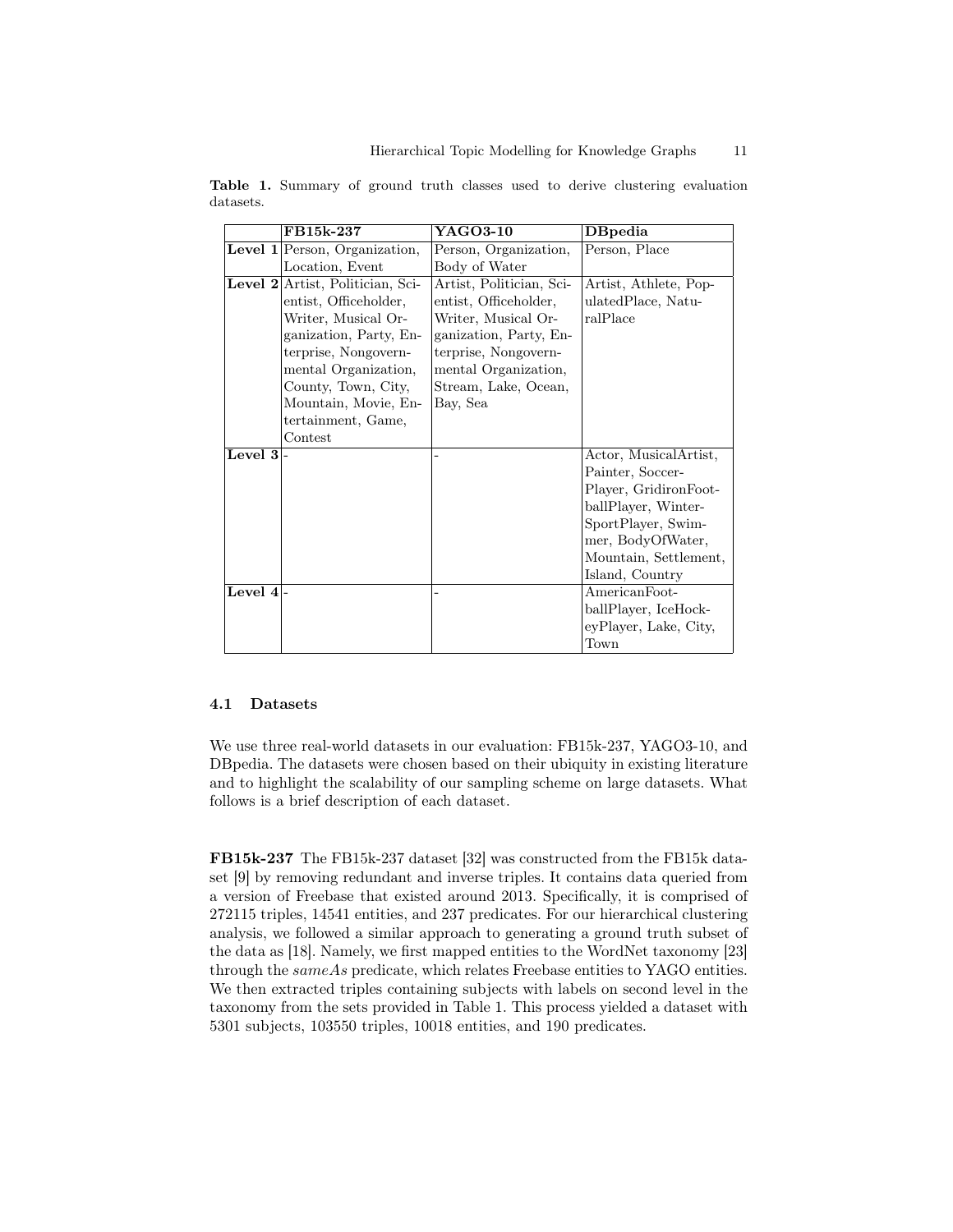**Table 1.** Summary of ground truth classes used to derive clustering evaluation datasets.

| | **FB15k-237** | **YAGO3-10** | **DBpedia** |
|---|---|---|---|
| **Level 1** | Person, Organization, Location, Event | Person, Organization, Body of Water | Person, Place |
| **Level 2** | Artist, Politician, Scientist, Officeholder, Writer, Musical Organization, Party, Enterprise, Nongovernmental Organization, County, Town, City, Mountain, Movie, Entertainment, Game, Contest | Artist, Politician, Scientist, Officeholder, Writer, Musical Organization, Party, Enterprise, Nongovernmental Organization, Stream, Lake, Ocean, Bay, Sea | Artist, Athlete, PopulatedPlace, NaturalPlace |
| **Level 3** | - | - | Actor, MusicalArtist, Painter, SoccerPlayer, GridironFootballPlayer, WinterSportPlayer, Swimmer, BodyOfWater, Mountain, Settlement, Island, Country |
| **Level 4** | - | - | AmericanFootballPlayer, IceHockeyPlayer, Lake, City, Town |

### 4.1 Datasets

We use three real-world datasets in our evaluation: FB15k-237, YAGO3-10, and DBpedia. The datasets were chosen based on their ubiquity in existing literature and to highlight the scalability of our sampling scheme on large datasets. What follows is a brief description of each dataset.

**FB15k-237** The FB15k-237 dataset [32] was constructed from the FB15k dataset [9] by removing redundant and inverse triples. It contains data queried from a version of Freebase that existed around 2013. Specifically, it is comprised of 272115 triples, 14541 entities, and 237 predicates. For our hierarchical clustering analysis, we followed a similar approach to generating a ground truth subset of the data as [18]. Namely, we first mapped entities to the WordNet taxonomy [23] through the *sameAs* predicate, which relates Freebase entities to YAGO entities. We then extracted triples containing subjects with labels on second level in the taxonomy from the sets provided in Table 1. This process yielded a dataset with 5301 subjects, 103550 triples, 10018 entities, and 190 predicates.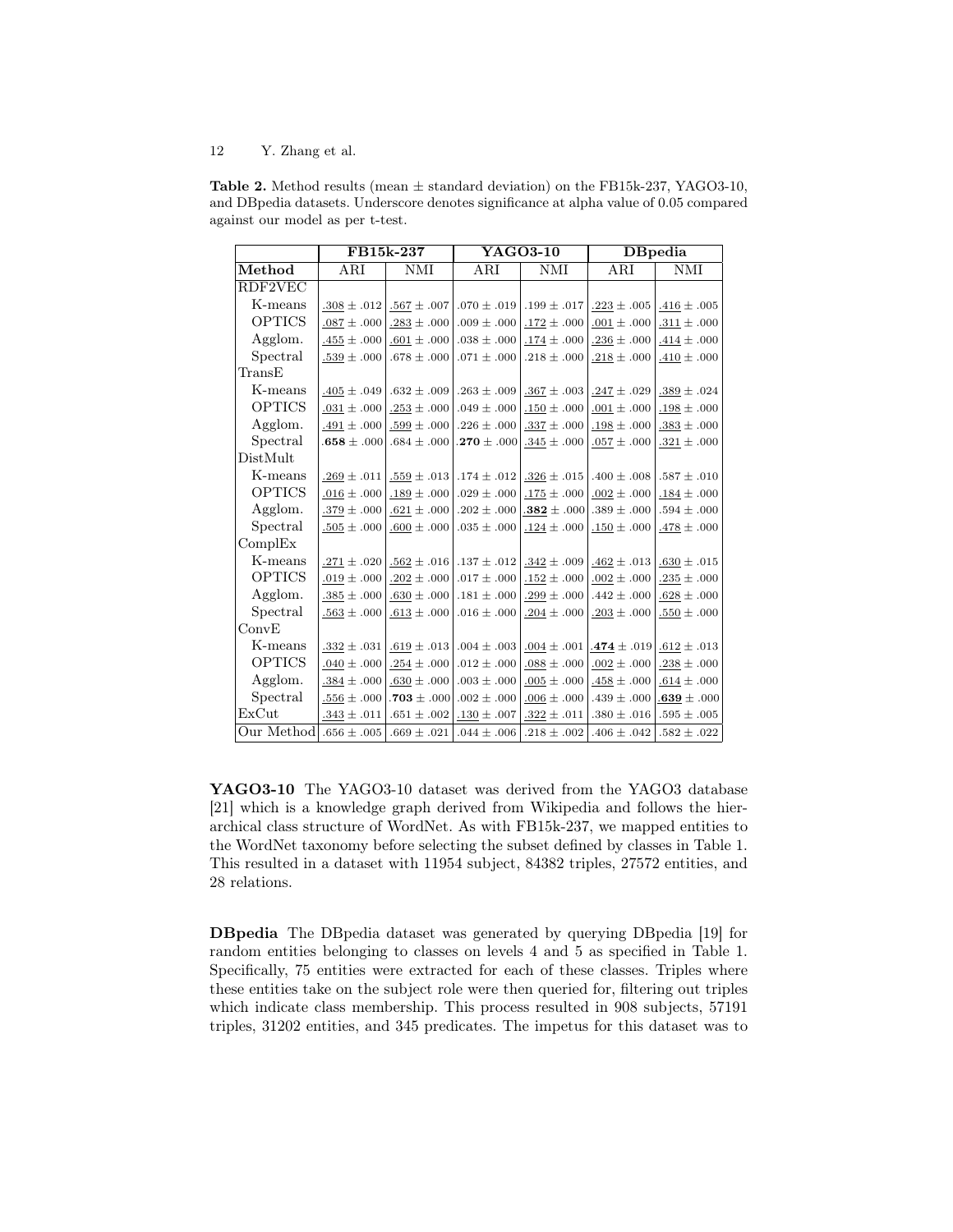**Table 2.** Method results (mean ± standard deviation) on the FB15k-237, YAGO3-10, and DBpedia datasets. Underscore denotes significance at alpha value of 0.05 compared against our model as per t-test.

| | FB15k-237 | | YAGO3-10 | | DBpedia | |
|---|---|---|---|---|---|---|
| **Method** | ARI | NMI | ARI | NMI | ARI | NMI |
| RDF2VEC | | | | | | |
| K-means | <u>.308</u> ± .012 | <u>.567</u> ± .007 | .070 ± .019 | .199 ± .017 | <u>.223</u> ± .005 | <u>.416</u> ± .005 |
| OPTICS | <u>.087</u> ± .000 | <u>.283</u> ± .000 | .009 ± .000 | <u>.172</u> ± .000 | <u>.001</u> ± .000 | <u>.311</u> ± .000 |
| Agglom. | <u>.455</u> ± .000 | <u>.601</u> ± .000 | .038 ± .000 | <u>.174</u> ± .000 | <u>.236</u> ± .000 | <u>.414</u> ± .000 |
| Spectral | <u>.539</u> ± .000 | .678 ± .000 | .071 ± .000 | .218 ± .000 | <u>.218</u> ± .000 | <u>.410</u> ± .000 |
| TransE | | | | | | |
| K-means | <u>.405</u> ± .049 | .632 ± .009 | .263 ± .009 | <u>.367</u> ± .003 | <u>.247</u> ± .029 | <u>.389</u> ± .024 |
| OPTICS | <u>.031</u> ± .000 | <u>.253</u> ± .000 | .049 ± .000 | <u>.150</u> ± .000 | <u>.001</u> ± .000 | <u>.198</u> ± .000 |
| Agglom. | <u>.491</u> ± .000 | <u>.599</u> ± .000 | .226 ± .000 | <u>.337</u> ± .000 | <u>.198</u> ± .000 | <u>.383</u> ± .000 |
| Spectral | **.658** ± .000 | .684 ± .000 | **.270** ± .000 | <u>.345</u> ± .000 | <u>.057</u> ± .000 | <u>.321</u> ± .000 |
| DistMult | | | | | | |
| K-means | <u>.269</u> ± .011 | <u>.559</u> ± .013 | .174 ± .012 | <u>.326</u> ± .015 | .400 ± .008 | .587 ± .010 |
| OPTICS | <u>.016</u> ± .000 | <u>.189</u> ± .000 | .029 ± .000 | <u>.175</u> ± .000 | <u>.002</u> ± .000 | <u>.184</u> ± .000 |
| Agglom. | <u>.379</u> ± .000 | <u>.621</u> ± .000 | .202 ± .000 | <u>**.382**</u> ± .000 | .389 ± .000 | .594 ± .000 |
| Spectral | <u>.505</u> ± .000 | <u>.600</u> ± .000 | .035 ± .000 | <u>.124</u> ± .000 | <u>.150</u> ± .000 | <u>.478</u> ± .000 |
| ComplEx | | | | | | |
| K-means | <u>.271</u> ± .020 | <u>.562</u> ± .016 | .137 ± .012 | <u>.342</u> ± .009 | <u>.462</u> ± .013 | <u>.630</u> ± .015 |
| OPTICS | <u>.019</u> ± .000 | <u>.202</u> ± .000 | .017 ± .000 | <u>.152</u> ± .000 | <u>.002</u> ± .000 | <u>.235</u> ± .000 |
| Agglom. | <u>.385</u> ± .000 | <u>.630</u> ± .000 | .181 ± .000 | <u>.299</u> ± .000 | .442 ± .000 | <u>.628</u> ± .000 |
| Spectral | <u>.563</u> ± .000 | <u>.613</u> ± .000 | .016 ± .000 | <u>.204</u> ± .000 | <u>.203</u> ± .000 | <u>.550</u> ± .000 |
| ConvE | | | | | | |
| K-means | <u>.332</u> ± .031 | <u>.619</u> ± .013 | .004 ± .003 | <u>.004</u> ± .001 | <u>**.474**</u> ± .019 | <u>.612</u> ± .013 |
| OPTICS | <u>.040</u> ± .000 | <u>.254</u> ± .000 | .012 ± .000 | <u>.088</u> ± .000 | <u>.002</u> ± .000 | <u>.238</u> ± .000 |
| Agglom. | <u>.384</u> ± .000 | <u>.630</u> ± .000 | .003 ± .000 | <u>.005</u> ± .000 | <u>.458</u> ± .000 | <u>.614</u> ± .000 |
| Spectral | <u>.556</u> ± .000 | **.703** ± .000 | .002 ± .000 | <u>.006</u> ± .000 | .439 ± .000 | <u>**.639**</u> ± .000 |
| ExCut | <u>.343</u> ± .011 | .651 ± .002 | <u>.130</u> ± .007 | <u>.322</u> ± .011 | .380 ± .016 | .595 ± .005 |
| Our Method | .656 ± .005 | .669 ± .021 | .044 ± .006 | .218 ± .002 | .406 ± .042 | .582 ± .022 |

**YAGO3-10** The YAGO3-10 dataset was derived from the YAGO3 database [21] which is a knowledge graph derived from Wikipedia and follows the hierarchical class structure of WordNet. As with FB15k-237, we mapped entities to the WordNet taxonomy before selecting the subset defined by classes in Table 1. This resulted in a dataset with 11954 subject, 84382 triples, 27572 entities, and 28 relations.

**DBpedia** The DBpedia dataset was generated by querying DBpedia [19] for random entities belonging to classes on levels 4 and 5 as specified in Table 1. Specifically, 75 entities were extracted for each of these classes. Triples where these entities take on the subject role were then queried for, filtering out triples which indicate class membership. This process resulted in 908 subjects, 57191 triples, 31202 entities, and 345 predicates. The impetus for this dataset was to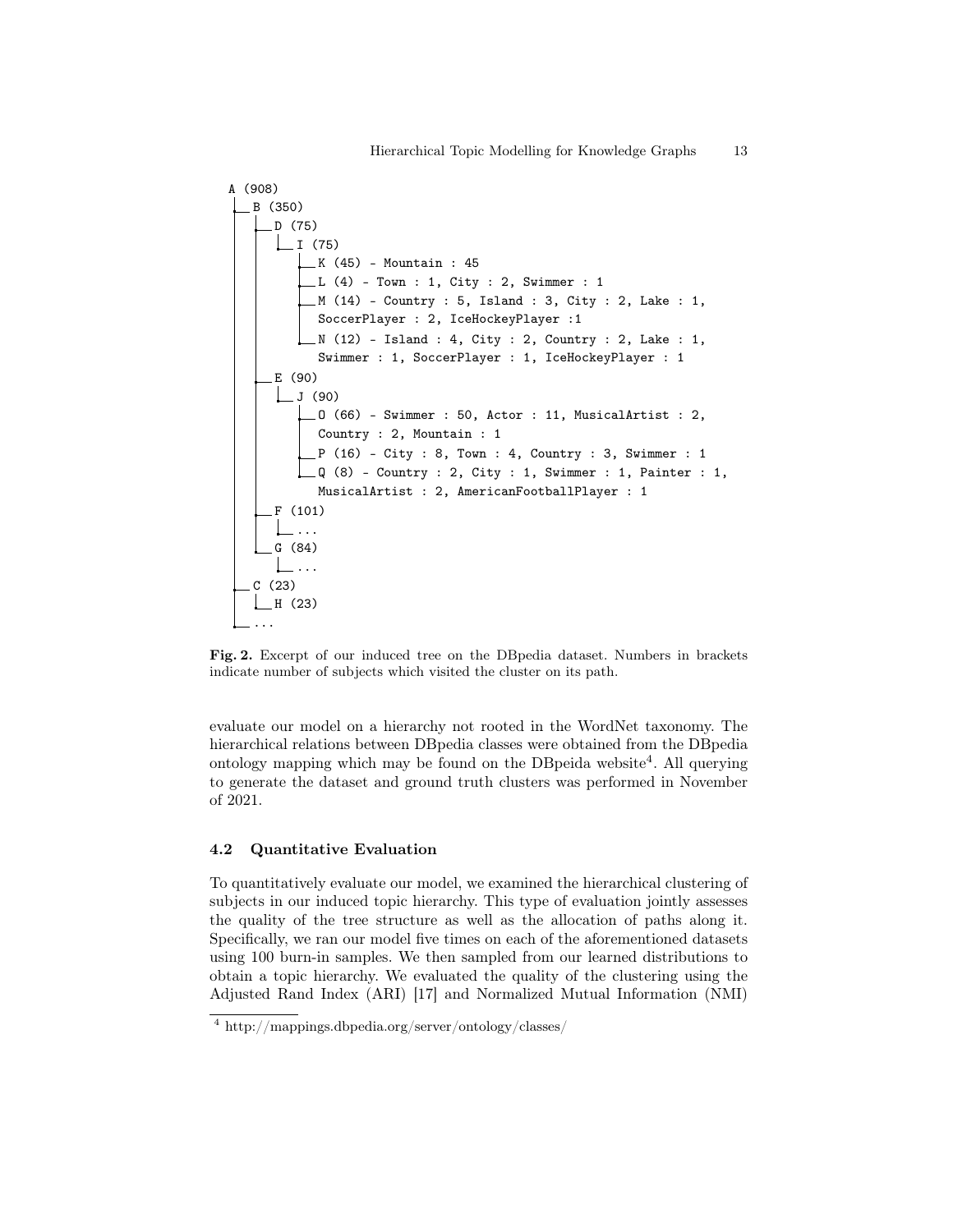```
A (908)
 |__B (350)
 |   |__D (75)
 |   |   |__I (75)
 |   |       |__K (45) - Mountain : 45
 |   |       |__L (4) - Town : 1, City : 2, Swimmer : 1
 |   |       |__M (14) - Country : 5, Island : 3, City : 2, Lake : 1,
 |   |       |   SoccerPlayer : 2, IceHockeyPlayer :1
 |   |       |__N (12) - Island : 4, City : 2, Country : 2, Lake : 1,
 |   |           Swimmer : 1, SoccerPlayer : 1, IceHockeyPlayer : 1
 |   |__E (90)
 |   |   |__J (90)
 |   |       |__O (66) - Swimmer : 50, Actor : 11, MusicalArtist : 2,
 |   |       |   Country : 2, Mountain : 1
 |   |       |__P (16) - City : 8, Town : 4, Country : 3, Swimmer : 1
 |   |       |__Q (8) - Country : 2, City : 1, Swimmer : 1, Painter : 1,
 |   |           MusicalArtist : 2, AmericanFootballPlayer : 1
 |   |__F (101)
 |   |   |__...
 |   |__G (84)
 |       |__...
 |__C (23)
 |   |__H (23)
 |__...
```

**Fig. 2.** Excerpt of our induced tree on the DBpedia dataset. Numbers in brackets indicate number of subjects which visited the cluster on its path.

evaluate our model on a hierarchy not rooted in the WordNet taxonomy. The hierarchical relations between DBpedia classes were obtained from the DBpedia ontology mapping which may be found on the DBpeida website[4]. All querying to generate the dataset and ground truth clusters was performed in November of 2021.

### 4.2 Quantitative Evaluation

To quantitatively evaluate our model, we examined the hierarchical clustering of subjects in our induced topic hierarchy. This type of evaluation jointly assesses the quality of the tree structure as well as the allocation of paths along it. Specifically, we ran our model five times on each of the aforementioned datasets using 100 burn-in samples. We then sampled from our learned distributions to obtain a topic hierarchy. We evaluated the quality of the clustering using the Adjusted Rand Index (ARI) [17] and Normalized Mutual Information (NMI)

[4] http://mappings.dbpedia.org/server/ontology/classes/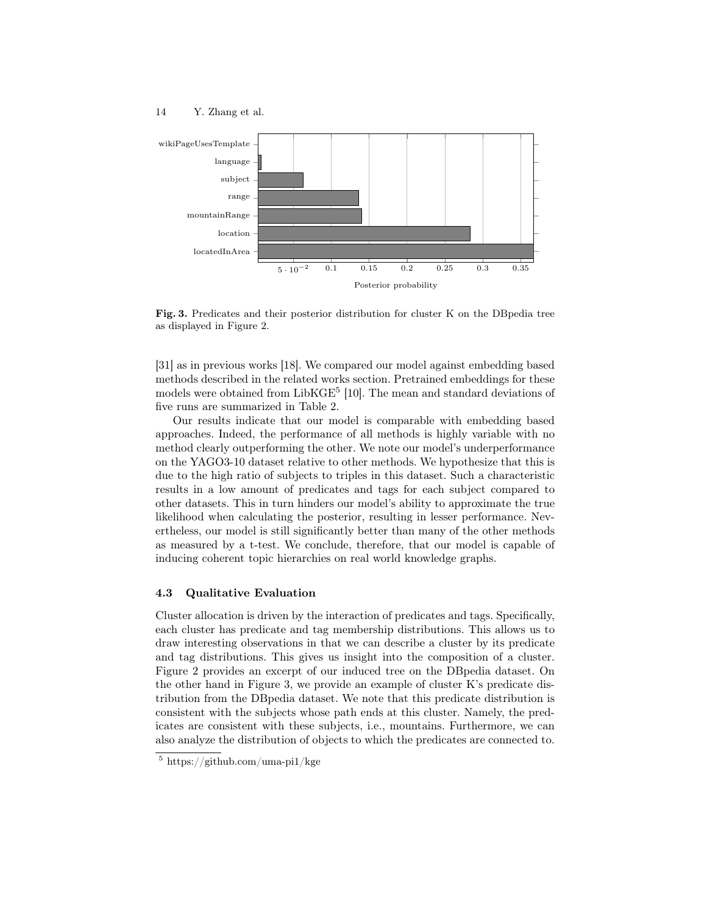wikiPageUsesTemplate
language
subject
range
mountainRange
location
locatedInArea

$5 \cdot 10^{-2}$ 0.1 0.15 0.2 0.25 0.3 0.35

Posterior probability

**Fig. 3.** Predicates and their posterior distribution for cluster K on the DBpedia tree as displayed in Figure 2.

[31] as in previous works [18]. We compared our model against embedding based methods described in the related works section. Pretrained embeddings for these models were obtained from LibKGE[5] [10]. The mean and standard deviations of five runs are summarized in Table 2.

Our results indicate that our model is comparable with embedding based approaches. Indeed, the performance of all methods is highly variable with no method clearly outperforming the other. We note our model's underperformance on the YAGO3-10 dataset relative to other methods. We hypothesize that this is due to the high ratio of subjects to triples in this dataset. Such a characteristic results in a low amount of predicates and tags for each subject compared to other datasets. This in turn hinders our model's ability to approximate the true likelihood when calculating the posterior, resulting in lesser performance. Nevertheless, our model is still significantly better than many of the other methods as measured by a t-test. We conclude, therefore, that our model is capable of inducing coherent topic hierarchies on real world knowledge graphs.

### 4.3 Qualitative Evaluation

Cluster allocation is driven by the interaction of predicates and tags. Specifically, each cluster has predicate and tag membership distributions. This allows us to draw interesting observations in that we can describe a cluster by its predicate and tag distributions. This gives us insight into the composition of a cluster. Figure 2 provides an excerpt of our induced tree on the DBpedia dataset. On the other hand in Figure 3, we provide an example of cluster K's predicate distribution from the DBpedia dataset. We note that this predicate distribution is consistent with the subjects whose path ends at this cluster. Namely, the predicates are consistent with these subjects, i.e., mountains. Furthermore, we can also analyze the distribution of objects to which the predicates are connected to.

[5] https://github.com/uma-pi1/kge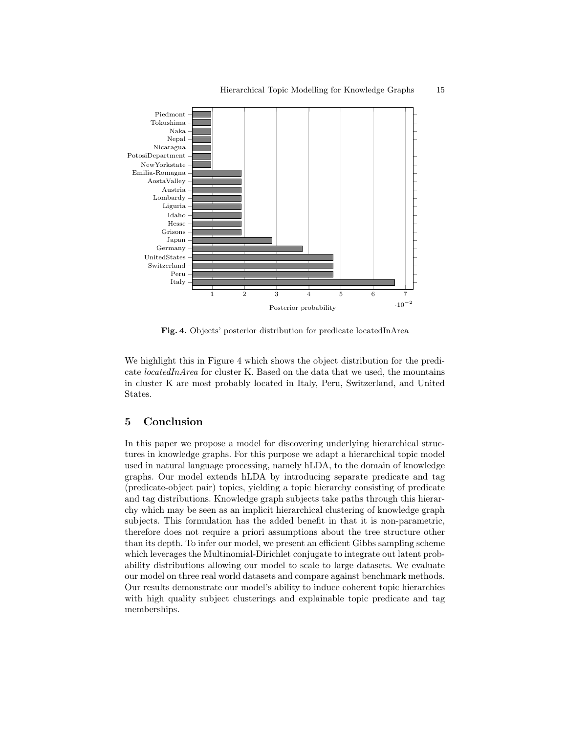Piedmont
Tokushima
Naka
Nepal
Nicaragua
PotosiDepartment
NewYorkstate
Emilia-Romagna
AostaValley
Austria
Lombardy
Liguria
Idaho
Hesse
Grisons
Japan
Germany
UnitedStates
Switzerland
Peru
Italy

1 2 3 4 5 6 7

Posterior probability $\cdot 10^{-2}$

**Fig. 4.** Objects' posterior distribution for predicate locatedInArea

We highlight this in Figure 4 which shows the object distribution for the predicate *locatedInArea* for cluster K. Based on the data that we used, the mountains in cluster K are most probably located in Italy, Peru, Switzerland, and United States.

## 5 Conclusion

In this paper we propose a model for discovering underlying hierarchical structures in knowledge graphs. For this purpose we adapt a hierarchical topic model used in natural language processing, namely hLDA, to the domain of knowledge graphs. Our model extends hLDA by introducing separate predicate and tag (predicate-object pair) topics, yielding a topic hierarchy consisting of predicate and tag distributions. Knowledge graph subjects take paths through this hierarchy which may be seen as an implicit hierarchical clustering of knowledge graph subjects. This formulation has the added benefit in that it is non-parametric, therefore does not require a priori assumptions about the tree structure other than its depth. To infer our model, we present an efficient Gibbs sampling scheme which leverages the Multinomial-Dirichlet conjugate to integrate out latent probability distributions allowing our model to scale to large datasets. We evaluate our model on three real world datasets and compare against benchmark methods. Our results demonstrate our model's ability to induce coherent topic hierarchies with high quality subject clusterings and explainable topic predicate and tag memberships.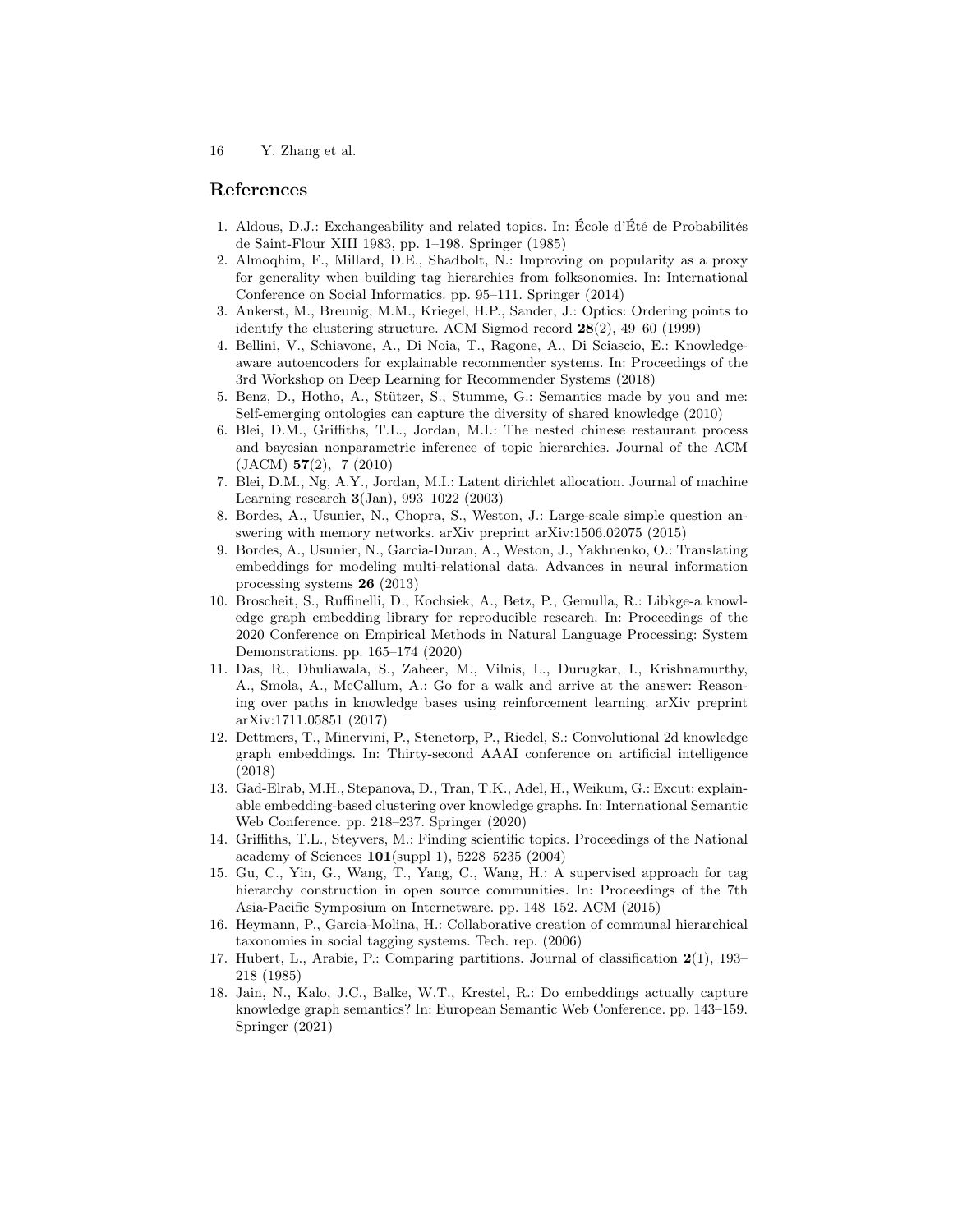## References

1. Aldous, D.J.: Exchangeability and related topics. In: École d'Été de Probabilités de Saint-Flour XIII 1983, pp. 1–198. Springer (1985)
2. Almoqhim, F., Millard, D.E., Shadbolt, N.: Improving on popularity as a proxy for generality when building tag hierarchies from folksonomies. In: International Conference on Social Informatics. pp. 95–111. Springer (2014)
3. Ankerst, M., Breunig, M.M., Kriegel, H.P., Sander, J.: Optics: Ordering points to identify the clustering structure. ACM Sigmod record **28**(2), 49–60 (1999)
4. Bellini, V., Schiavone, A., Di Noia, T., Ragone, A., Di Sciascio, E.: Knowledge-aware autoencoders for explainable recommender systems. In: Proceedings of the 3rd Workshop on Deep Learning for Recommender Systems (2018)
5. Benz, D., Hotho, A., Stützer, S., Stumme, G.: Semantics made by you and me: Self-emerging ontologies can capture the diversity of shared knowledge (2010)
6. Blei, D.M., Griffiths, T.L., Jordan, M.I.: The nested chinese restaurant process and bayesian nonparametric inference of topic hierarchies. Journal of the ACM (JACM) **57**(2), 7 (2010)
7. Blei, D.M., Ng, A.Y., Jordan, M.I.: Latent dirichlet allocation. Journal of machine Learning research **3**(Jan), 993–1022 (2003)
8. Bordes, A., Usunier, N., Chopra, S., Weston, J.: Large-scale simple question answering with memory networks. arXiv preprint arXiv:1506.02075 (2015)
9. Bordes, A., Usunier, N., Garcia-Duran, A., Weston, J., Yakhnenko, O.: Translating embeddings for modeling multi-relational data. Advances in neural information processing systems **26** (2013)
10. Broscheit, S., Ruffinelli, D., Kochsiek, A., Betz, P., Gemulla, R.: Libkge-a knowledge graph embedding library for reproducible research. In: Proceedings of the 2020 Conference on Empirical Methods in Natural Language Processing: System Demonstrations. pp. 165–174 (2020)
11. Das, R., Dhuliawala, S., Zaheer, M., Vilnis, L., Durugkar, I., Krishnamurthy, A., Smola, A., McCallum, A.: Go for a walk and arrive at the answer: Reasoning over paths in knowledge bases using reinforcement learning. arXiv preprint arXiv:1711.05851 (2017)
12. Dettmers, T., Minervini, P., Stenetorp, P., Riedel, S.: Convolutional 2d knowledge graph embeddings. In: Thirty-second AAAI conference on artificial intelligence (2018)
13. Gad-Elrab, M.H., Stepanova, D., Tran, T.K., Adel, H., Weikum, G.: Excut: explainable embedding-based clustering over knowledge graphs. In: International Semantic Web Conference. pp. 218–237. Springer (2020)
14. Griffiths, T.L., Steyvers, M.: Finding scientific topics. Proceedings of the National academy of Sciences **101**(suppl 1), 5228–5235 (2004)
15. Gu, C., Yin, G., Wang, T., Yang, C., Wang, H.: A supervised approach for tag hierarchy construction in open source communities. In: Proceedings of the 7th Asia-Pacific Symposium on Internetware. pp. 148–152. ACM (2015)
16. Heymann, P., Garcia-Molina, H.: Collaborative creation of communal hierarchical taxonomies in social tagging systems. Tech. rep. (2006)
17. Hubert, L., Arabie, P.: Comparing partitions. Journal of classification **2**(1), 193–218 (1985)
18. Jain, N., Kalo, J.C., Balke, W.T., Krestel, R.: Do embeddings actually capture knowledge graph semantics? In: European Semantic Web Conference. pp. 143–159. Springer (2021)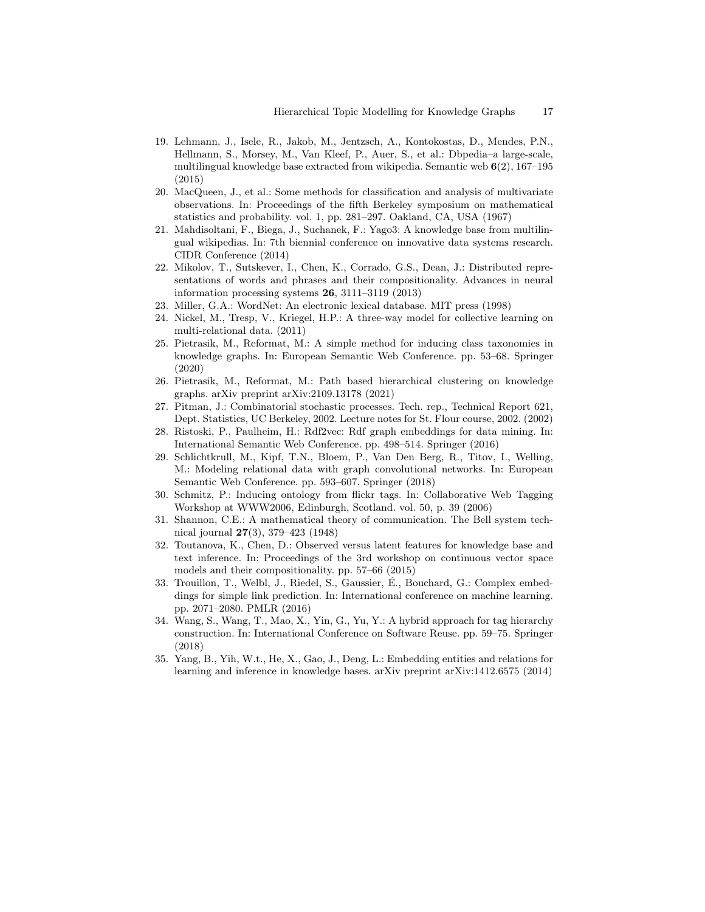19. Lehmann, J., Isele, R., Jakob, M., Jentzsch, A., Kontokostas, D., Mendes, P.N., Hellmann, S., Morsey, M., Van Kleef, P., Auer, S., et al.: Dbpedia–a large-scale, multilingual knowledge base extracted from wikipedia. Semantic web **6**(2), 167–195 (2015)
20. MacQueen, J., et al.: Some methods for classification and analysis of multivariate observations. In: Proceedings of the fifth Berkeley symposium on mathematical statistics and probability. vol. 1, pp. 281–297. Oakland, CA, USA (1967)
21. Mahdisoltani, F., Biega, J., Suchanek, F.: Yago3: A knowledge base from multilingual wikipedias. In: 7th biennial conference on innovative data systems research. CIDR Conference (2014)
22. Mikolov, T., Sutskever, I., Chen, K., Corrado, G.S., Dean, J.: Distributed representations of words and phrases and their compositionality. Advances in neural information processing systems **26**, 3111–3119 (2013)
23. Miller, G.A.: WordNet: An electronic lexical database. MIT press (1998)
24. Nickel, M., Tresp, V., Kriegel, H.P.: A three-way model for collective learning on multi-relational data. (2011)
25. Pietrasik, M., Reformat, M.: A simple method for inducing class taxonomies in knowledge graphs. In: European Semantic Web Conference. pp. 53–68. Springer (2020)
26. Pietrasik, M., Reformat, M.: Path based hierarchical clustering on knowledge graphs. arXiv preprint arXiv:2109.13178 (2021)
27. Pitman, J.: Combinatorial stochastic processes. Tech. rep., Technical Report 621, Dept. Statistics, UC Berkeley, 2002. Lecture notes for St. Flour course, 2002. (2002)
28. Ristoski, P., Paulheim, H.: Rdf2vec: Rdf graph embeddings for data mining. In: International Semantic Web Conference. pp. 498–514. Springer (2016)
29. Schlichtkrull, M., Kipf, T.N., Bloem, P., Van Den Berg, R., Titov, I., Welling, M.: Modeling relational data with graph convolutional networks. In: European Semantic Web Conference. pp. 593–607. Springer (2018)
30. Schmitz, P.: Inducing ontology from flickr tags. In: Collaborative Web Tagging Workshop at WWW2006, Edinburgh, Scotland. vol. 50, p. 39 (2006)
31. Shannon, C.E.: A mathematical theory of communication. The Bell system technical journal **27**(3), 379–423 (1948)
32. Toutanova, K., Chen, D.: Observed versus latent features for knowledge base and text inference. In: Proceedings of the 3rd workshop on continuous vector space models and their compositionality. pp. 57–66 (2015)
33. Trouillon, T., Welbl, J., Riedel, S., Gaussier, É., Bouchard, G.: Complex embeddings for simple link prediction. In: International conference on machine learning. pp. 2071–2080. PMLR (2016)
34. Wang, S., Wang, T., Mao, X., Yin, G., Yu, Y.: A hybrid approach for tag hierarchy construction. In: International Conference on Software Reuse. pp. 59–75. Springer (2018)
35. Yang, B., Yih, W.t., He, X., Gao, J., Deng, L.: Embedding entities and relations for learning and inference in knowledge bases. arXiv preprint arXiv:1412.6575 (2014)